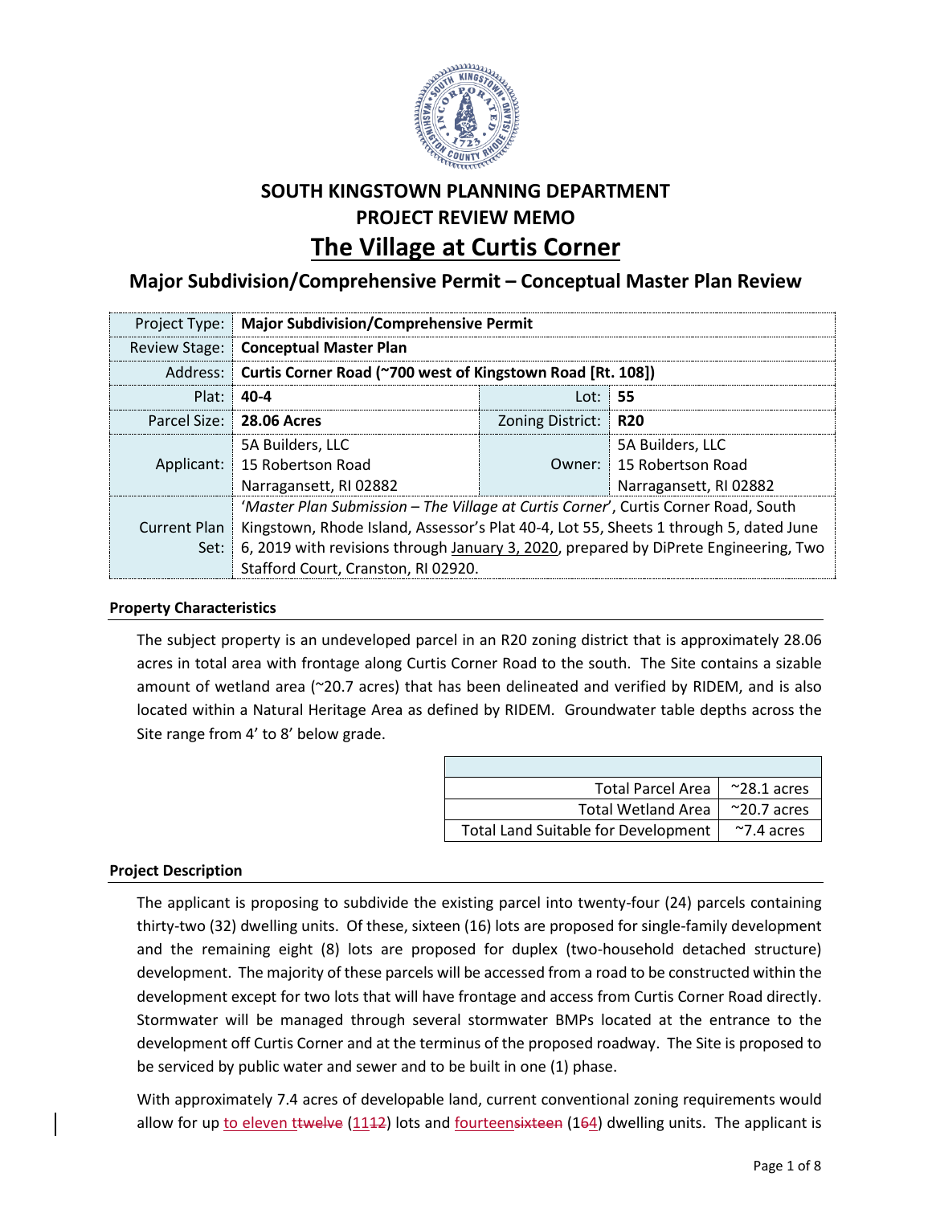# SOUTH KINGSTOWN PLANNING DEPARTMENT
## PROJECT REVIEW MEMO
# The Village at Curtis Corner
## Major Subdivision/Comprehensive Permit – Conceptual Master Plan Review

| | | | |
|---|---|---|---|
| Project Type: | **Major Subdivision/Comprehensive Permit** | | |
| Review Stage: | **Conceptual Master Plan** | | |
| Address: | **Curtis Corner Road (~700 west of Kingstown Road [Rt. 108])** | | |
| Plat: | **40-4** | Lot: | **55** |
| Parcel Size: | **28.06 Acres** | Zoning District: | **R20** |
| Applicant: | 5A Builders, LLC<br>15 Robertson Road<br>Narragansett, RI 02882 | Owner: | 5A Builders, LLC<br>15 Robertson Road<br>Narragansett, RI 02882 |
| Current Plan Set: | '*Master Plan Submission – The Village at Curtis Corner*', Curtis Corner Road, South Kingstown, Rhode Island, Assessor's Plat 40-4, Lot 55, Sheets 1 through 5, dated June 6, 2019 with revisions through January 3, 2020, prepared by DiPrete Engineering, Two Stafford Court, Cranston, RI 02920. | | |

### Property Characteristics

The subject property is an undeveloped parcel in an R20 zoning district that is approximately 28.06 acres in total area with frontage along Curtis Corner Road to the south. The Site contains a sizable amount of wetland area (~20.7 acres) that has been delineated and verified by RIDEM, and is also located within a Natural Heritage Area as defined by RIDEM. Groundwater table depths across the Site range from 4' to 8' below grade.

| | |
|---|---|
| Total Parcel Area | ~28.1 acres |
| Total Wetland Area | ~20.7 acres |
| Total Land Suitable for Development | ~7.4 acres |

### Project Description

The applicant is proposing to subdivide the existing parcel into twenty-four (24) parcels containing thirty-two (32) dwelling units. Of these, sixteen (16) lots are proposed for single-family development and the remaining eight (8) lots are proposed for duplex (two-household detached structure) development. The majority of these parcels will be accessed from a road to be constructed within the development except for two lots that will have frontage and access from Curtis Corner Road directly. Stormwater will be managed through several stormwater BMPs located at the entrance to the development off Curtis Corner and at the terminus of the proposed roadway. The Site is proposed to be serviced by public water and sewer and to be built in one (1) phase.

With approximately 7.4 acres of developable land, current conventional zoning requirements would allow for up to eleven ~~twelve~~ (11~~12~~) lots and fourteen~~sixteen~~ (14~~16~~) dwelling units. The applicant is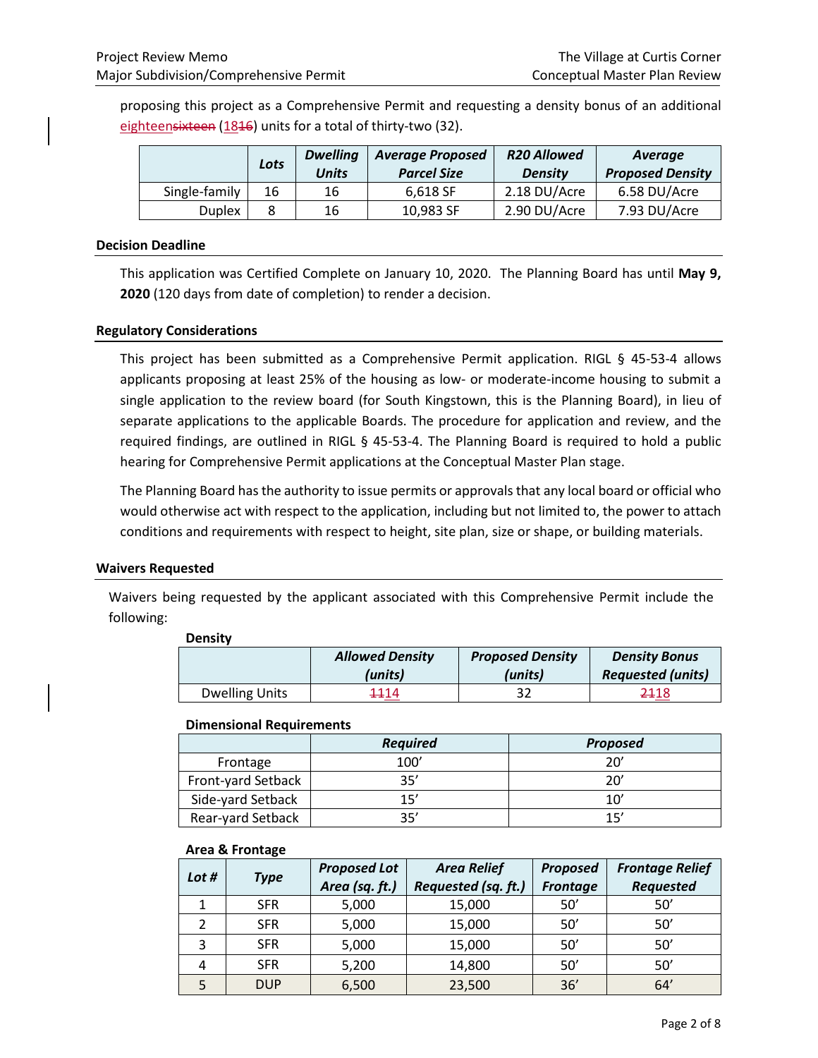proposing this project as a Comprehensive Permit and requesting a density bonus of an additional ~~sixteen~~eighteen (~~16~~18) units for a total of thirty-two (32).

| | Lots | Dwelling Units | Average Proposed Parcel Size | R20 Allowed Density | Average Proposed Density |
|---|---|---|---|---|---|
| Single-family | 16 | 16 | 6,618 SF | 2.18 DU/Acre | 6.58 DU/Acre |
| Duplex | 8 | 16 | 10,983 SF | 2.90 DU/Acre | 7.93 DU/Acre |

### Decision Deadline

This application was Certified Complete on January 10, 2020. The Planning Board has until **May 9, 2020** (120 days from date of completion) to render a decision.

### Regulatory Considerations

This project has been submitted as a Comprehensive Permit application. RIGL § 45-53-4 allows applicants proposing at least 25% of the housing as low- or moderate-income housing to submit a single application to the review board (for South Kingstown, this is the Planning Board), in lieu of separate applications to the applicable Boards. The procedure for application and review, and the required findings, are outlined in RIGL § 45-53-4. The Planning Board is required to hold a public hearing for Comprehensive Permit applications at the Conceptual Master Plan stage.

The Planning Board has the authority to issue permits or approvals that any local board or official who would otherwise act with respect to the application, including but not limited to, the power to attach conditions and requirements with respect to height, site plan, size or shape, or building materials.

### Waivers Requested

Waivers being requested by the applicant associated with this Comprehensive Permit include the following:

**Density**

| | Allowed Density (units) | Proposed Density (units) | Density Bonus Requested (units) |
|---|---|---|---|
| Dwelling Units | ~~11~~14 | 32 | ~~21~~18 |

**Dimensional Requirements**

| | Required | Proposed |
|---|---|---|
| Frontage | 100’ | 20’ |
| Front-yard Setback | 35’ | 20’ |
| Side-yard Setback | 15’ | 10’ |
| Rear-yard Setback | 35’ | 15’ |

**Area & Frontage**

| Lot # | Type | Proposed Lot Area (sq. ft.) | Area Relief Requested (sq. ft.) | Proposed Frontage | Frontage Relief Requested |
|---|---|---|---|---|---|
| 1 | SFR | 5,000 | 15,000 | 50’ | 50’ |
| 2 | SFR | 5,000 | 15,000 | 50’ | 50’ |
| 3 | SFR | 5,000 | 15,000 | 50’ | 50’ |
| 4 | SFR | 5,200 | 14,800 | 50’ | 50’ |
| 5 | DUP | 6,500 | 23,500 | 36’ | 64’ |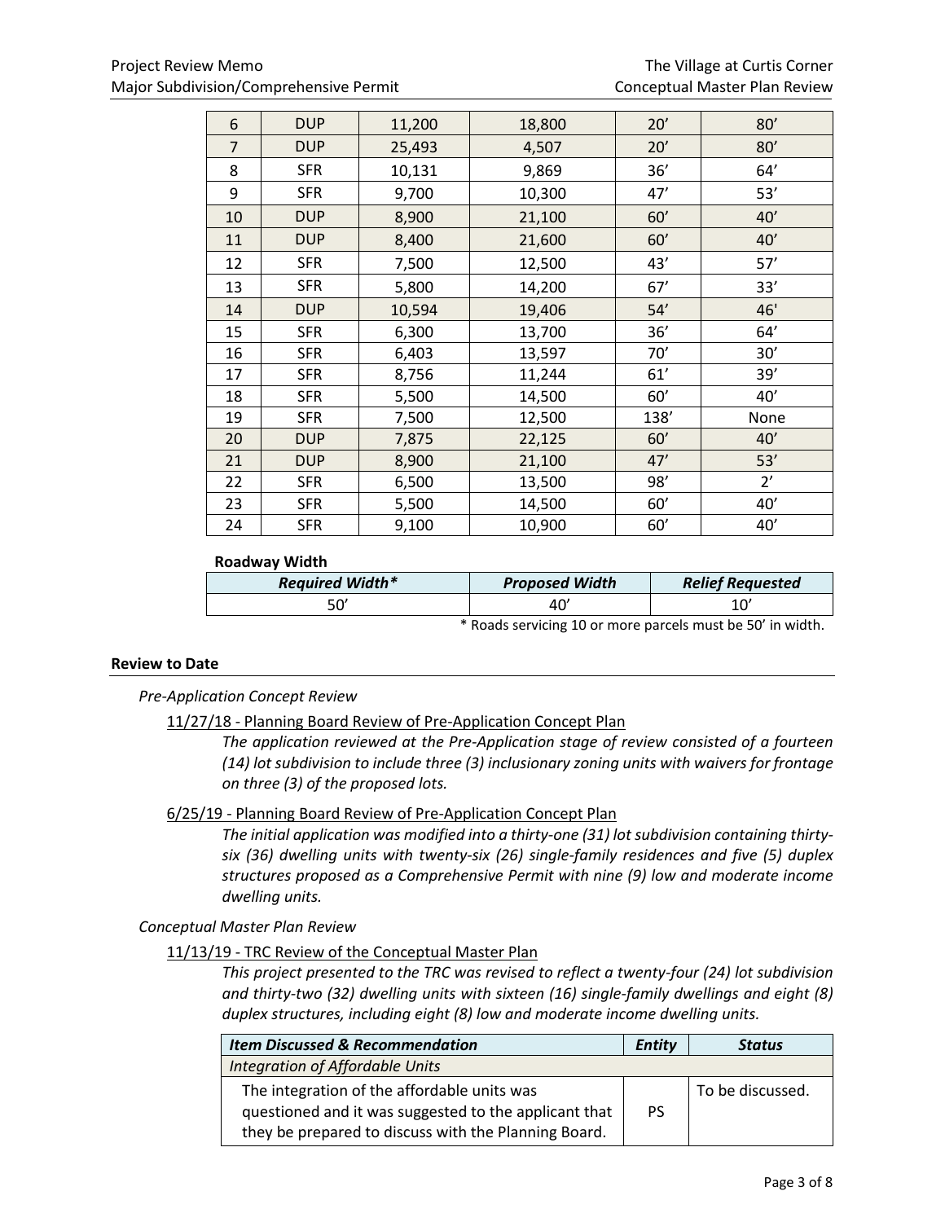| 6 | DUP | 11,200 | 18,800 | 20’ | 80’ |
|---|---|---|---|---|---|
| 7 | DUP | 25,493 | 4,507 | 20’ | 80’ |
| 8 | SFR | 10,131 | 9,869 | 36’ | 64’ |
| 9 | SFR | 9,700 | 10,300 | 47’ | 53’ |
| 10 | DUP | 8,900 | 21,100 | 60’ | 40’ |
| 11 | DUP | 8,400 | 21,600 | 60’ | 40’ |
| 12 | SFR | 7,500 | 12,500 | 43’ | 57’ |
| 13 | SFR | 5,800 | 14,200 | 67’ | 33’ |
| 14 | DUP | 10,594 | 19,406 | 54’ | 46' |
| 15 | SFR | 6,300 | 13,700 | 36’ | 64’ |
| 16 | SFR | 6,403 | 13,597 | 70’ | 30’ |
| 17 | SFR | 8,756 | 11,244 | 61’ | 39’ |
| 18 | SFR | 5,500 | 14,500 | 60’ | 40’ |
| 19 | SFR | 7,500 | 12,500 | 138’ | None |
| 20 | DUP | 7,875 | 22,125 | 60’ | 40’ |
| 21 | DUP | 8,900 | 21,100 | 47’ | 53’ |
| 22 | SFR | 6,500 | 13,500 | 98’ | 2’ |
| 23 | SFR | 5,500 | 14,500 | 60’ | 40’ |
| 24 | SFR | 9,100 | 10,900 | 60’ | 40’ |

**Roadway Width**

| *Required Width** | *Proposed Width* | *Relief Requested* |
|---|---|---|
| 50’ | 40’ | 10’ |

\* Roads servicing 10 or more parcels must be 50’ in width.

## Review to Date

*Pre-Application Concept Review*

11/27/18 - Planning Board Review of Pre-Application Concept Plan

*The application reviewed at the Pre-Application stage of review consisted of a fourteen (14) lot subdivision to include three (3) inclusionary zoning units with waivers for frontage on three (3) of the proposed lots.*

6/25/19 - Planning Board Review of Pre-Application Concept Plan

*The initial application was modified into a thirty-one (31) lot subdivision containing thirty-six (36) dwelling units with twenty-six (26) single-family residences and five (5) duplex structures proposed as a Comprehensive Permit with nine (9) low and moderate income dwelling units.*

*Conceptual Master Plan Review*

11/13/19 - TRC Review of the Conceptual Master Plan

*This project presented to the TRC was revised to reflect a twenty-four (24) lot subdivision and thirty-two (32) dwelling units with sixteen (16) single-family dwellings and eight (8) duplex structures, including eight (8) low and moderate income dwelling units.*

| *Item Discussed & Recommendation* | *Entity* | *Status* |
|---|---|---|
| *Integration of Affordable Units* | | |
| The integration of the affordable units was questioned and it was suggested to the applicant that they be prepared to discuss with the Planning Board. | PS | To be discussed. |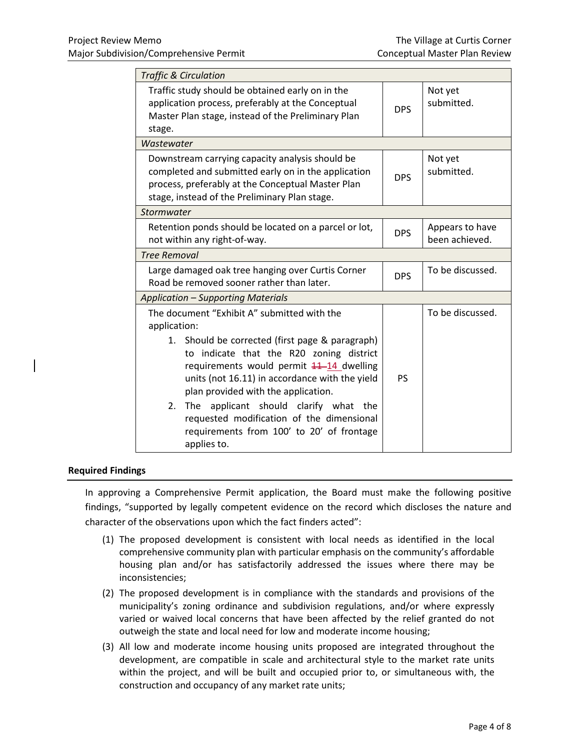| *Traffic & Circulation* | | |
|---|---|---|
| Traffic study should be obtained early on in the application process, preferably at the Conceptual Master Plan stage, instead of the Preliminary Plan stage. | DPS | Not yet submitted. |
| *Wastewater* | | |
| Downstream carrying capacity analysis should be completed and submitted early on in the application process, preferably at the Conceptual Master Plan stage, instead of the Preliminary Plan stage. | DPS | Not yet submitted. |
| *Stormwater* | | |
| Retention ponds should be located on a parcel or lot, not within any right-of-way. | DPS | Appears to have been achieved. |
| *Tree Removal* | | |
| Large damaged oak tree hanging over Curtis Corner Road be removed sooner rather than later. | DPS | To be discussed. |
| *Application – Supporting Materials* | | |
| The document "Exhibit A" submitted with the application:<br>1. Should be corrected (first page & paragraph) to indicate that the R20 zoning district requirements would permit ~~11~~ 14 dwelling units (not 16.11) in accordance with the yield plan provided with the application.<br>2. The applicant should clarify what the requested modification of the dimensional requirements from 100' to 20' of frontage applies to. | PS | To be discussed. |

**Required Findings**

In approving a Comprehensive Permit application, the Board must make the following positive findings, "supported by legally competent evidence on the record which discloses the nature and character of the observations upon which the fact finders acted":

(1) The proposed development is consistent with local needs as identified in the local comprehensive community plan with particular emphasis on the community's affordable housing plan and/or has satisfactorily addressed the issues where there may be inconsistencies;

(2) The proposed development is in compliance with the standards and provisions of the municipality's zoning ordinance and subdivision regulations, and/or where expressly varied or waived local concerns that have been affected by the relief granted do not outweigh the state and local need for low and moderate income housing;

(3) All low and moderate income housing units proposed are integrated throughout the development, are compatible in scale and architectural style to the market rate units within the project, and will be built and occupied prior to, or simultaneous with, the construction and occupancy of any market rate units;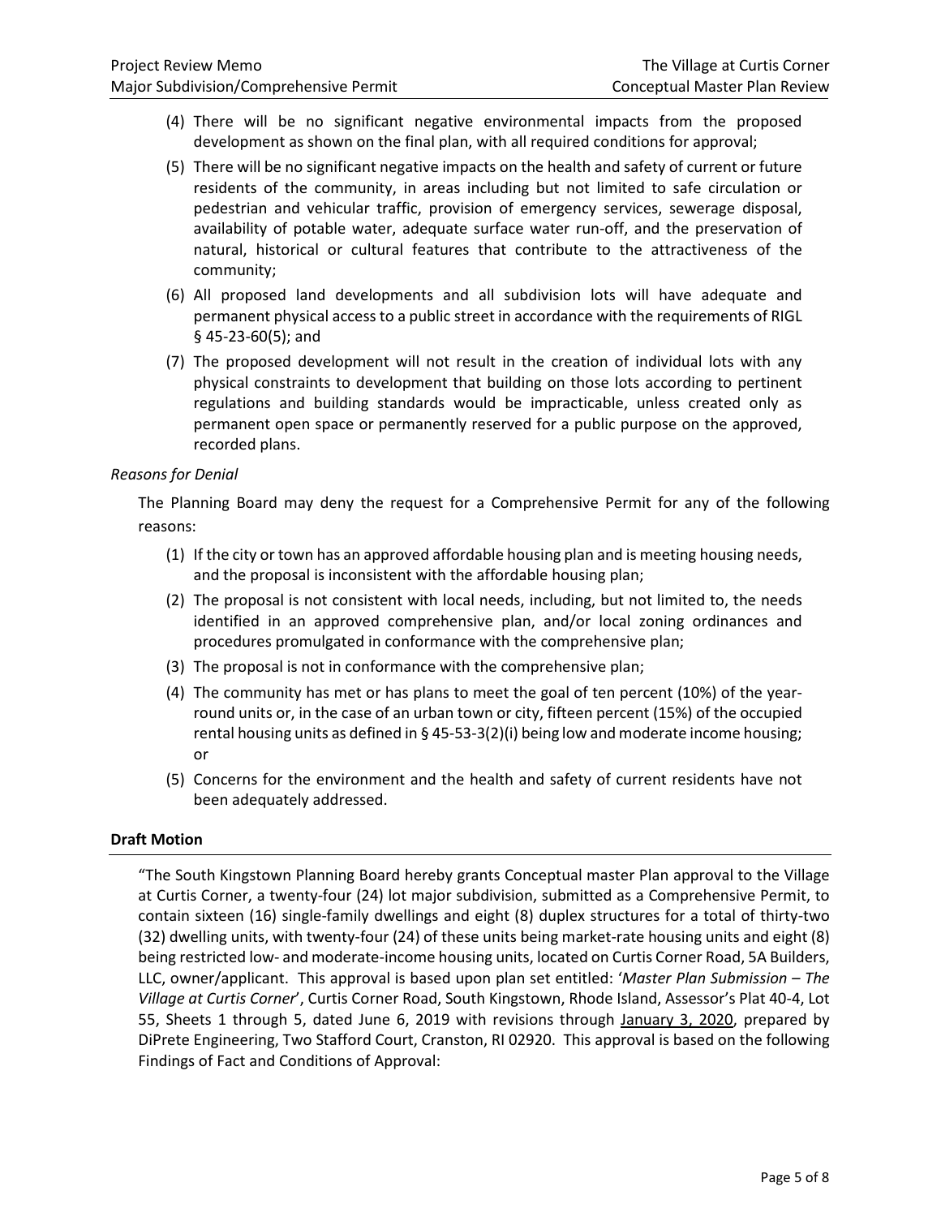(4) There will be no significant negative environmental impacts from the proposed development as shown on the final plan, with all required conditions for approval;

(5) There will be no significant negative impacts on the health and safety of current or future residents of the community, in areas including but not limited to safe circulation or pedestrian and vehicular traffic, provision of emergency services, sewerage disposal, availability of potable water, adequate surface water run-off, and the preservation of natural, historical or cultural features that contribute to the attractiveness of the community;

(6) All proposed land developments and all subdivision lots will have adequate and permanent physical access to a public street in accordance with the requirements of RIGL § 45-23-60(5); and

(7) The proposed development will not result in the creation of individual lots with any physical constraints to development that building on those lots according to pertinent regulations and building standards would be impracticable, unless created only as permanent open space or permanently reserved for a public purpose on the approved, recorded plans.

*Reasons for Denial*

The Planning Board may deny the request for a Comprehensive Permit for any of the following reasons:

(1) If the city or town has an approved affordable housing plan and is meeting housing needs, and the proposal is inconsistent with the affordable housing plan;

(2) The proposal is not consistent with local needs, including, but not limited to, the needs identified in an approved comprehensive plan, and/or local zoning ordinances and procedures promulgated in conformance with the comprehensive plan;

(3) The proposal is not in conformance with the comprehensive plan;

(4) The community has met or has plans to meet the goal of ten percent (10%) of the year-round units or, in the case of an urban town or city, fifteen percent (15%) of the occupied rental housing units as defined in § 45-53-3(2)(i) being low and moderate income housing; or

(5) Concerns for the environment and the health and safety of current residents have not been adequately addressed.

**Draft Motion**

"The South Kingstown Planning Board hereby grants Conceptual master Plan approval to the Village at Curtis Corner, a twenty-four (24) lot major subdivision, submitted as a Comprehensive Permit, to contain sixteen (16) single-family dwellings and eight (8) duplex structures for a total of thirty-two (32) dwelling units, with twenty-four (24) of these units being market-rate housing units and eight (8) being restricted low- and moderate-income housing units, located on Curtis Corner Road, 5A Builders, LLC, owner/applicant. This approval is based upon plan set entitled: '*Master Plan Submission – The Village at Curtis Corner*', Curtis Corner Road, South Kingstown, Rhode Island, Assessor's Plat 40-4, Lot 55, Sheets 1 through 5, dated June 6, 2019 with revisions through January 3, 2020, prepared by DiPrete Engineering, Two Stafford Court, Cranston, RI 02920. This approval is based on the following Findings of Fact and Conditions of Approval: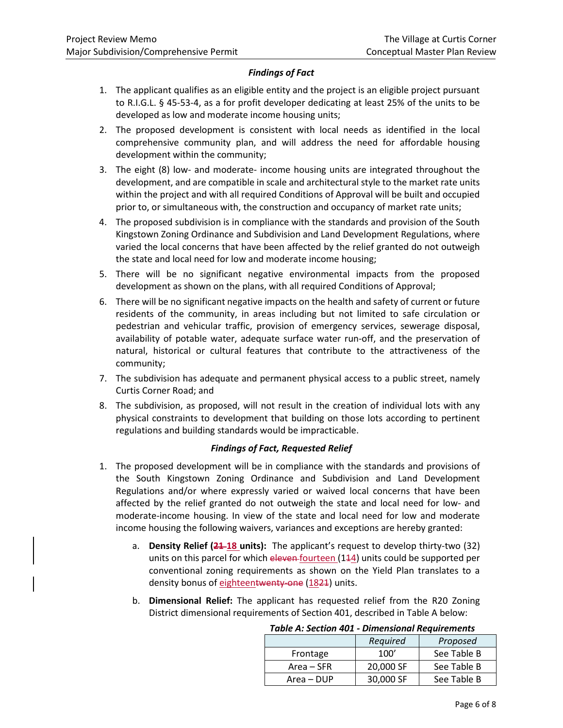### *Findings of Fact*

1. The applicant qualifies as an eligible entity and the project is an eligible project pursuant to R.I.G.L. § 45-53-4, as a for profit developer dedicating at least 25% of the units to be developed as low and moderate income housing units;
2. The proposed development is consistent with local needs as identified in the local comprehensive community plan, and will address the need for affordable housing development within the community;
3. The eight (8) low- and moderate- income housing units are integrated throughout the development, and are compatible in scale and architectural style to the market rate units within the project and with all required Conditions of Approval will be built and occupied prior to, or simultaneous with, the construction and occupancy of market rate units;
4. The proposed subdivision is in compliance with the standards and provision of the South Kingstown Zoning Ordinance and Subdivision and Land Development Regulations, where varied the local concerns that have been affected by the relief granted do not outweigh the state and local need for low and moderate income housing;
5. There will be no significant negative environmental impacts from the proposed development as shown on the plans, with all required Conditions of Approval;
6. There will be no significant negative impacts on the health and safety of current or future residents of the community, in areas including but not limited to safe circulation or pedestrian and vehicular traffic, provision of emergency services, sewerage disposal, availability of potable water, adequate surface water run-off, and the preservation of natural, historical or cultural features that contribute to the attractiveness of the community;
7. The subdivision has adequate and permanent physical access to a public street, namely Curtis Corner Road; and
8. The subdivision, as proposed, will not result in the creation of individual lots with any physical constraints to development that building on those lots according to pertinent regulations and building standards would be impracticable.

### *Findings of Fact, Requested Relief*

1. The proposed development will be in compliance with the standards and provisions of the South Kingstown Zoning Ordinance and Subdivision and Land Development Regulations and/or where expressly varied or waived local concerns that have been affected by the relief granted do not outweigh the state and local need for low- and moderate-income housing. In view of the state and local need for low and moderate income housing the following waivers, variances and exceptions are hereby granted:

   a. **Density Relief (~~21~~ 18 units):** The applicant's request to develop thirty-two (32) units on this parcel for which ~~eleven~~ fourteen (1~~1~~4) units could be supported per conventional zoning requirements as shown on the Yield Plan translates to a density bonus of eighteen~~twenty-one~~ (18~~21~~) units.

   b. **Dimensional Relief:** The applicant has requested relief from the R20 Zoning District dimensional requirements of Section 401, described in Table A below:

*Table A: Section 401 - Dimensional Requirements*

| | *Required* | *Proposed* |
|---|---|---|
| Frontage | 100' | See Table B |
| Area – SFR | 20,000 SF | See Table B |
| Area – DUP | 30,000 SF | See Table B |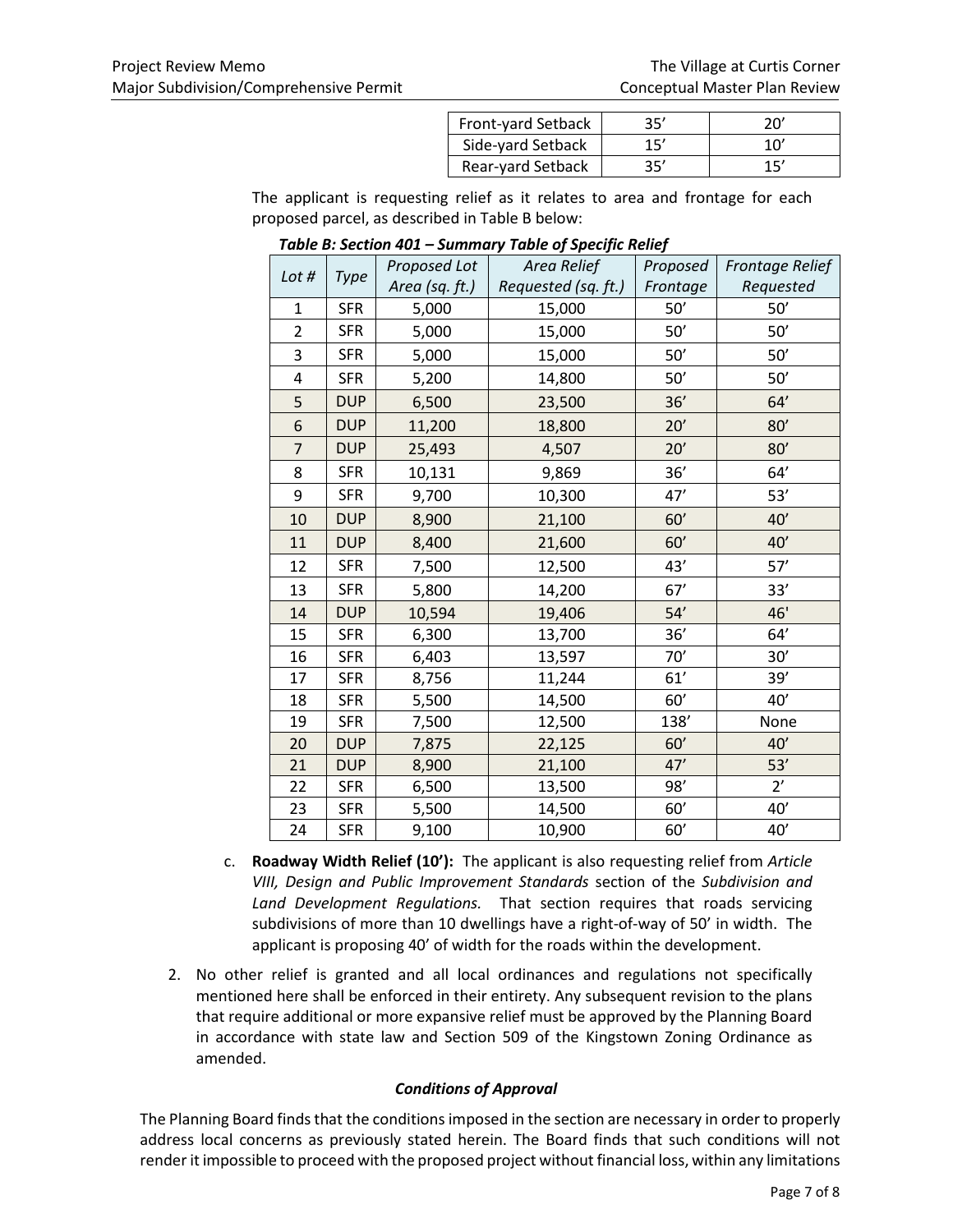| | | |
|---|---|---|
| Front-yard Setback | 35' | 20' |
| Side-yard Setback | 15' | 10' |
| Rear-yard Setback | 35' | 15' |

The applicant is requesting relief as it relates to area and frontage for each proposed parcel, as described in Table B below:

***Table B: Section 401 – Summary Table of Specific Relief***

| *Lot #* | *Type* | *Proposed Lot Area (sq. ft.)* | *Area Relief Requested (sq. ft.)* | *Proposed Frontage* | *Frontage Relief Requested* |
|---|---|---|---|---|---|
| 1 | SFR | 5,000 | 15,000 | 50' | 50' |
| 2 | SFR | 5,000 | 15,000 | 50' | 50' |
| 3 | SFR | 5,000 | 15,000 | 50' | 50' |
| 4 | SFR | 5,200 | 14,800 | 50' | 50' |
| 5 | DUP | 6,500 | 23,500 | 36' | 64' |
| 6 | DUP | 11,200 | 18,800 | 20' | 80' |
| 7 | DUP | 25,493 | 4,507 | 20' | 80' |
| 8 | SFR | 10,131 | 9,869 | 36' | 64' |
| 9 | SFR | 9,700 | 10,300 | 47' | 53' |
| 10 | DUP | 8,900 | 21,100 | 60' | 40' |
| 11 | DUP | 8,400 | 21,600 | 60' | 40' |
| 12 | SFR | 7,500 | 12,500 | 43' | 57' |
| 13 | SFR | 5,800 | 14,200 | 67' | 33' |
| 14 | DUP | 10,594 | 19,406 | 54' | 46' |
| 15 | SFR | 6,300 | 13,700 | 36' | 64' |
| 16 | SFR | 6,403 | 13,597 | 70' | 30' |
| 17 | SFR | 8,756 | 11,244 | 61' | 39' |
| 18 | SFR | 5,500 | 14,500 | 60' | 40' |
| 19 | SFR | 7,500 | 12,500 | 138' | None |
| 20 | DUP | 7,875 | 22,125 | 60' | 40' |
| 21 | DUP | 8,900 | 21,100 | 47' | 53' |
| 22 | SFR | 6,500 | 13,500 | 98' | 2' |
| 23 | SFR | 5,500 | 14,500 | 60' | 40' |
| 24 | SFR | 9,100 | 10,900 | 60' | 40' |

c. **Roadway Width Relief (10'):** The applicant is also requesting relief from *Article VIII, Design and Public Improvement Standards* section of the *Subdivision and Land Development Regulations.* That section requires that roads servicing subdivisions of more than 10 dwellings have a right-of-way of 50' in width. The applicant is proposing 40' of width for the roads within the development.

2. No other relief is granted and all local ordinances and regulations not specifically mentioned here shall be enforced in their entirety. Any subsequent revision to the plans that require additional or more expansive relief must be approved by the Planning Board in accordance with state law and Section 509 of the Kingstown Zoning Ordinance as amended.

***Conditions of Approval***

The Planning Board finds that the conditions imposed in the section are necessary in order to properly address local concerns as previously stated herein. The Board finds that such conditions will not render it impossible to proceed with the proposed project without financial loss, within any limitations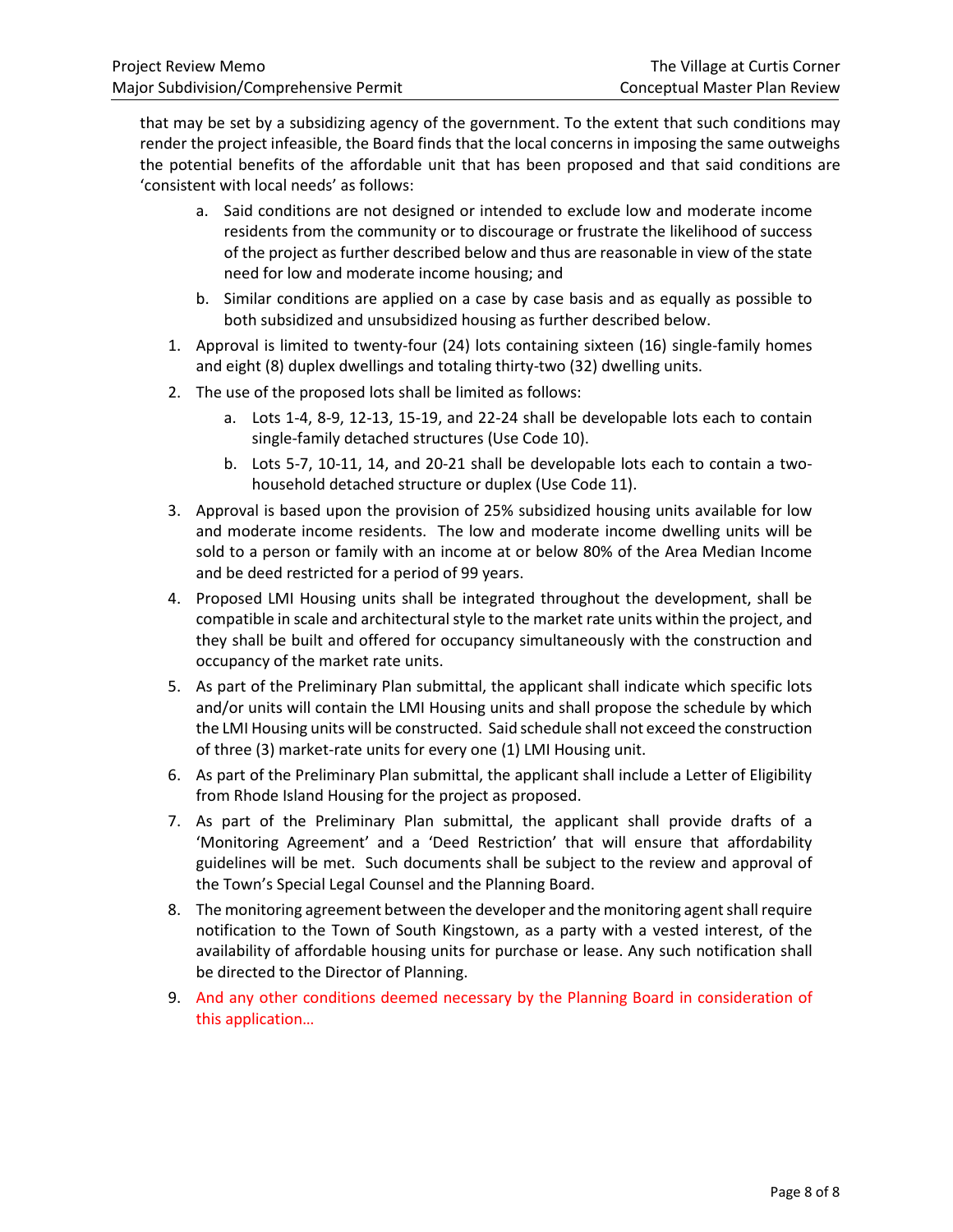that may be set by a subsidizing agency of the government. To the extent that such conditions may render the project infeasible, the Board finds that the local concerns in imposing the same outweighs the potential benefits of the affordable unit that has been proposed and that said conditions are 'consistent with local needs' as follows:

   a. Said conditions are not designed or intended to exclude low and moderate income residents from the community or to discourage or frustrate the likelihood of success of the project as further described below and thus are reasonable in view of the state need for low and moderate income housing; and

   b. Similar conditions are applied on a case by case basis and as equally as possible to both subsidized and unsubsidized housing as further described below.

1. Approval is limited to twenty-four (24) lots containing sixteen (16) single-family homes and eight (8) duplex dwellings and totaling thirty-two (32) dwelling units.
2. The use of the proposed lots shall be limited as follows:
   a. Lots 1-4, 8-9, 12-13, 15-19, and 22-24 shall be developable lots each to contain single-family detached structures (Use Code 10).
   b. Lots 5-7, 10-11, 14, and 20-21 shall be developable lots each to contain a two-household detached structure or duplex (Use Code 11).
3. Approval is based upon the provision of 25% subsidized housing units available for low and moderate income residents. The low and moderate income dwelling units will be sold to a person or family with an income at or below 80% of the Area Median Income and be deed restricted for a period of 99 years.
4. Proposed LMI Housing units shall be integrated throughout the development, shall be compatible in scale and architectural style to the market rate units within the project, and they shall be built and offered for occupancy simultaneously with the construction and occupancy of the market rate units.
5. As part of the Preliminary Plan submittal, the applicant shall indicate which specific lots and/or units will contain the LMI Housing units and shall propose the schedule by which the LMI Housing units will be constructed. Said schedule shall not exceed the construction of three (3) market-rate units for every one (1) LMI Housing unit.
6. As part of the Preliminary Plan submittal, the applicant shall include a Letter of Eligibility from Rhode Island Housing for the project as proposed.
7. As part of the Preliminary Plan submittal, the applicant shall provide drafts of a 'Monitoring Agreement' and a 'Deed Restriction' that will ensure that affordability guidelines will be met. Such documents shall be subject to the review and approval of the Town's Special Legal Counsel and the Planning Board.
8. The monitoring agreement between the developer and the monitoring agent shall require notification to the Town of South Kingstown, as a party with a vested interest, of the availability of affordable housing units for purchase or lease. Any such notification shall be directed to the Director of Planning.
9. And any other conditions deemed necessary by the Planning Board in consideration of this application…